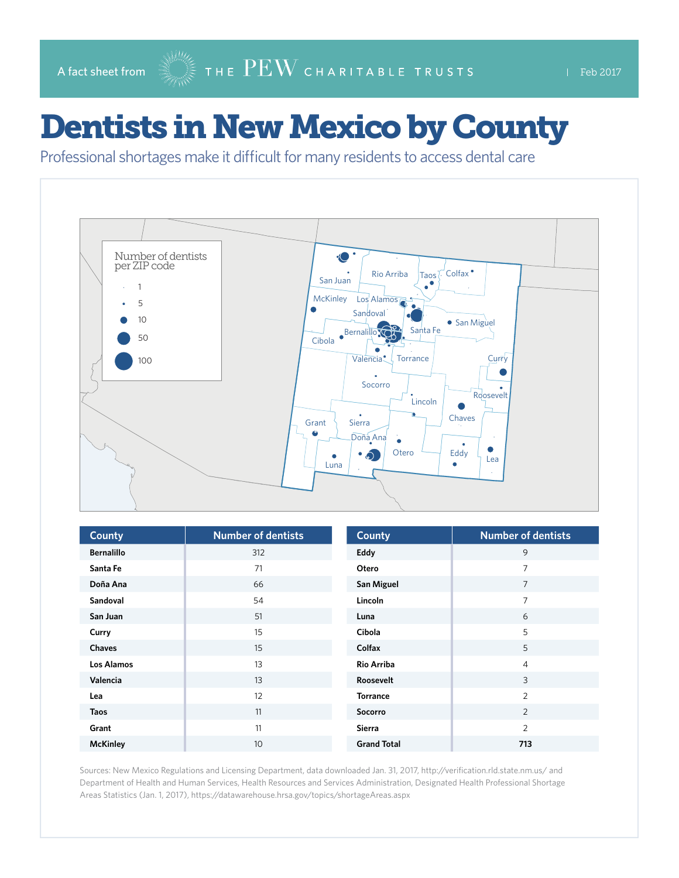A fact sheet from THE PEW CHARITABLE TRUSTS | Feb 2017

# Dentists in New Mexico by County

Professional shortages make it difficult for many residents to access dental care

| County | Number of dentists |
|---|---|
| Bernalillo | 312 |
| Santa Fe | 71 |
| Doña Ana | 66 |
| Sandoval | 54 |
| San Juan | 51 |
| Curry | 15 |
| Chaves | 15 |
| Los Alamos | 13 |
| Valencia | 13 |
| Lea | 12 |
| Taos | 11 |
| Grant | 11 |
| McKinley | 10 |
| Eddy | 9 |
| Otero | 7 |
| San Miguel | 7 |
| Lincoln | 7 |
| Luna | 6 |
| Cibola | 5 |
| Colfax | 5 |
| Rio Arriba | 4 |
| Roosevelt | 3 |
| Torrance | 2 |
| Socorro | 2 |
| Sierra | 2 |
| **Grand Total** | **713** |

Sources: New Mexico Regulations and Licensing Department, data downloaded Jan. 31, 2017, http://verification.rld.state.nm.us/ and Department of Health and Human Services, Health Resources and Services Administration, Designated Health Professional Shortage Areas Statistics (Jan. 1, 2017), https://datawarehouse.hrsa.gov/topics/shortageAreas.aspx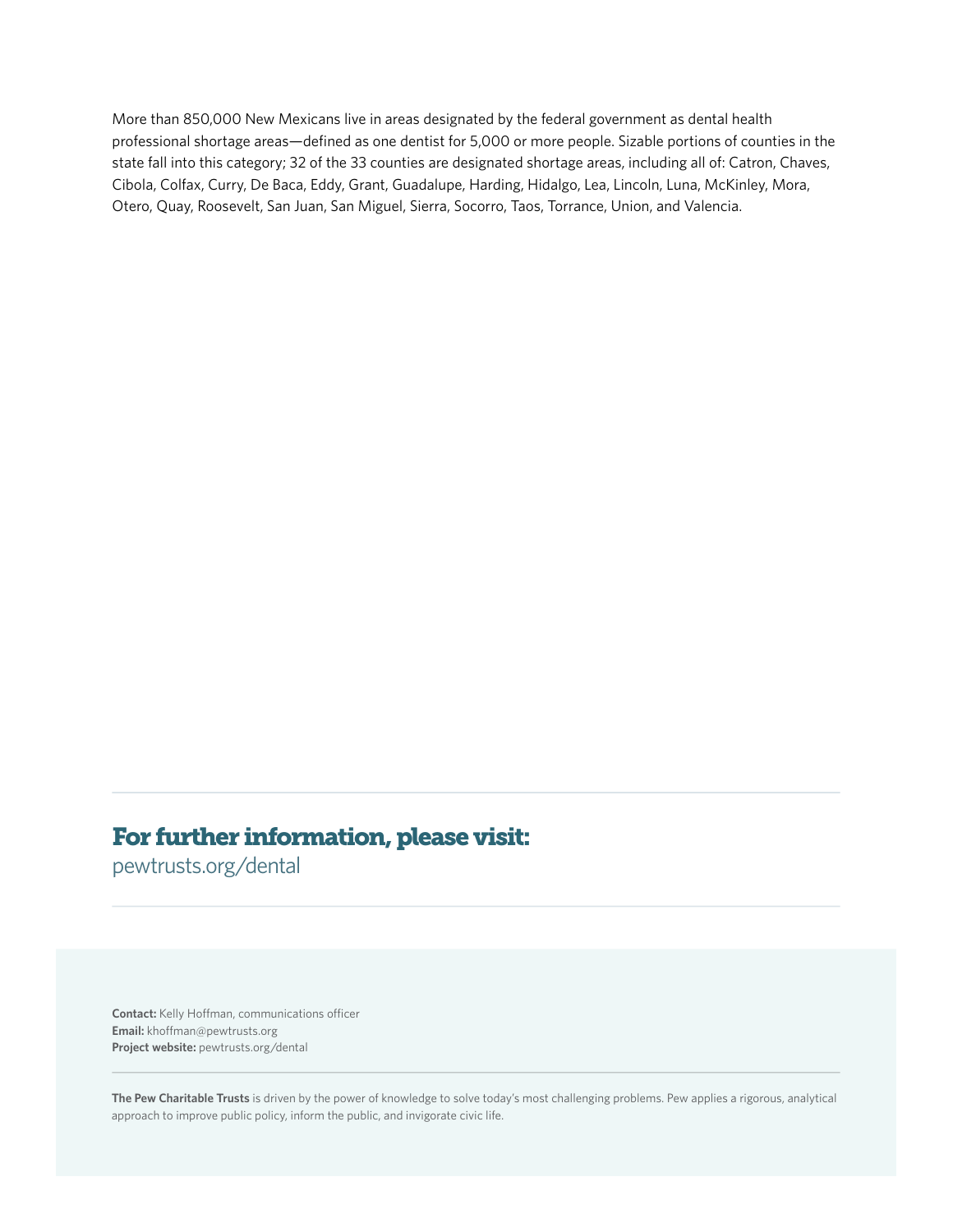More than 850,000 New Mexicans live in areas designated by the federal government as dental health professional shortage areas—defined as one dentist for 5,000 or more people. Sizable portions of counties in the state fall into this category; 32 of the 33 counties are designated shortage areas, including all of: Catron, Chaves, Cibola, Colfax, Curry, De Baca, Eddy, Grant, Guadalupe, Harding, Hidalgo, Lea, Lincoln, Luna, McKinley, Mora, Otero, Quay, Roosevelt, San Juan, San Miguel, Sierra, Socorro, Taos, Torrance, Union, and Valencia.

## For further information, please visit:

pewtrusts.org/dental

**Contact:** Kelly Hoffman, communications officer
**Email:** khoffman@pewtrusts.org
**Project website:** pewtrusts.org/dental

**The Pew Charitable Trusts** is driven by the power of knowledge to solve today's most challenging problems. Pew applies a rigorous, analytical approach to improve public policy, inform the public, and invigorate civic life.